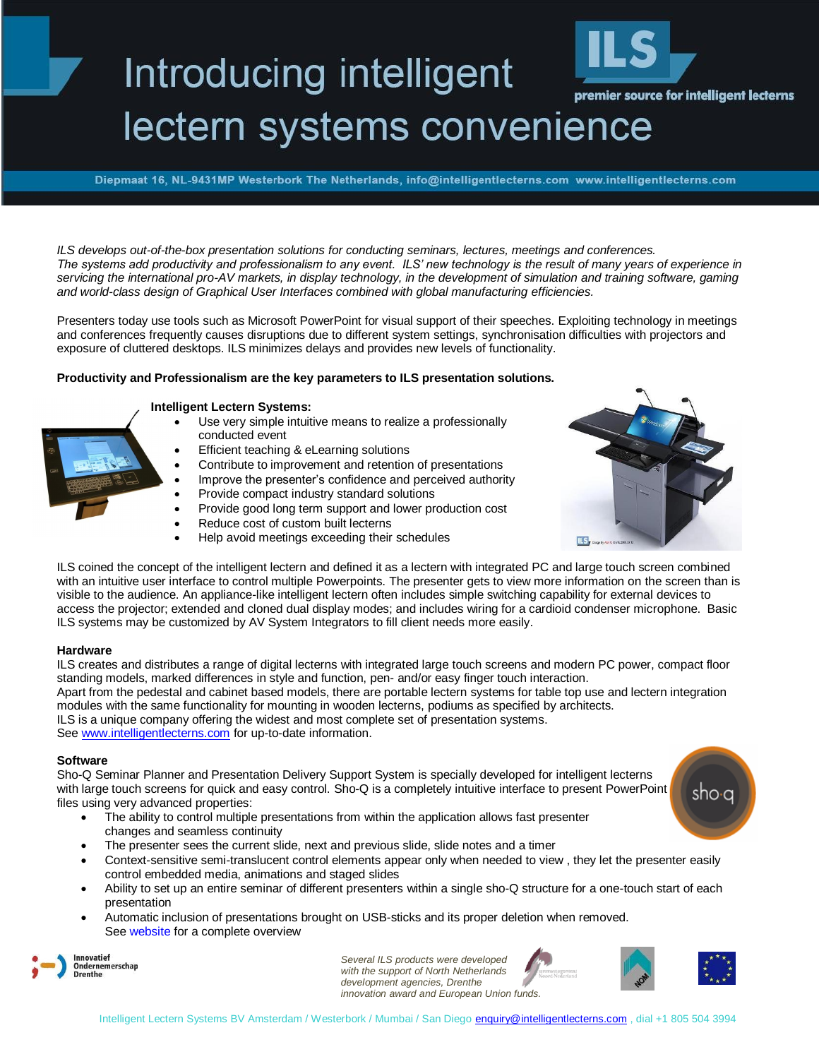# Introducing intelligent lectern systems convenience

ILS premier source for intelligent lecterns

Diepmaat 16, NL-9431MP Westerbork The Netherlands, info@intelligentlecterns.com www.intelligentlecterns.com

*ILS develops out-of-the-box presentation solutions for conducting seminars, lectures, meetings and conferences. The systems add productivity and professionalism to any event. ILS' new technology is the result of many years of experience in servicing the international pro-AV markets, in display technology, in the development of simulation and training software, gaming and world-class design of Graphical User Interfaces combined with global manufacturing efficiencies.*

Presenters today use tools such as Microsoft PowerPoint for visual support of their speeches. Exploiting technology in meetings and conferences frequently causes disruptions due to different system settings, synchronisation difficulties with projectors and exposure of cluttered desktops. ILS minimizes delays and provides new levels of functionality.

**Productivity and Professionalism are the key parameters to ILS presentation solutions.**

**Intelligent Lectern Systems:**

- Use very simple intuitive means to realize a professionally conducted event
- Efficient teaching & eLearning solutions
- Contribute to improvement and retention of presentations
- Improve the presenter's confidence and perceived authority
- Provide compact industry standard solutions
- Provide good long term support and lower production cost
- Reduce cost of custom built lecterns
- Help avoid meetings exceeding their schedules

ILS coined the concept of the intelligent lectern and defined it as a lectern with integrated PC and large touch screen combined with an intuitive user interface to control multiple Powerpoints. The presenter gets to view more information on the screen than is visible to the audience. An appliance-like intelligent lectern often includes simple switching capability for external devices to access the projector; extended and cloned dual display modes; and includes wiring for a cardioid condenser microphone. Basic ILS systems may be customized by AV System Integrators to fill client needs more easily.

**Hardware**

ILS creates and distributes a range of digital lecterns with integrated large touch screens and modern PC power, compact floor standing models, marked differences in style and function, pen- and/or easy finger touch interaction.
Apart from the pedestal and cabinet based models, there are portable lectern systems for table top use and lectern integration modules with the same functionality for mounting in wooden lecterns, podiums as specified by architects.
ILS is a unique company offering the widest and most complete set of presentation systems.
See www.intelligentlecterns.com for up-to-date information.

**Software**

Sho-Q Seminar Planner and Presentation Delivery Support System is specially developed for intelligent lecterns with large touch screens for quick and easy control. Sho-Q is a completely intuitive interface to present PowerPoint files using very advanced properties:

- The ability to control multiple presentations from within the application allows fast presenter changes and seamless continuity
- The presenter sees the current slide, next and previous slide, slide notes and a timer
- Context-sensitive semi-translucent control elements appear only when needed to view , they let the presenter easily control embedded media, animations and staged slides
- Ability to set up an entire seminar of different presenters within a single sho-Q structure for a one-touch start of each presentation
- Automatic inclusion of presentations brought on USB-sticks and its proper deletion when removed.
  See website for a complete overview

Innovatief Ondernemerschap Drenthe

*Several ILS products were developed with the support of North Netherlands development agencies, Drenthe innovation award and European Union funds.*

Intelligent Lectern Systems BV Amsterdam / Westerbork / Mumbai / San Diego enquiry@intelligentlecterns.com , dial +1 805 504 3994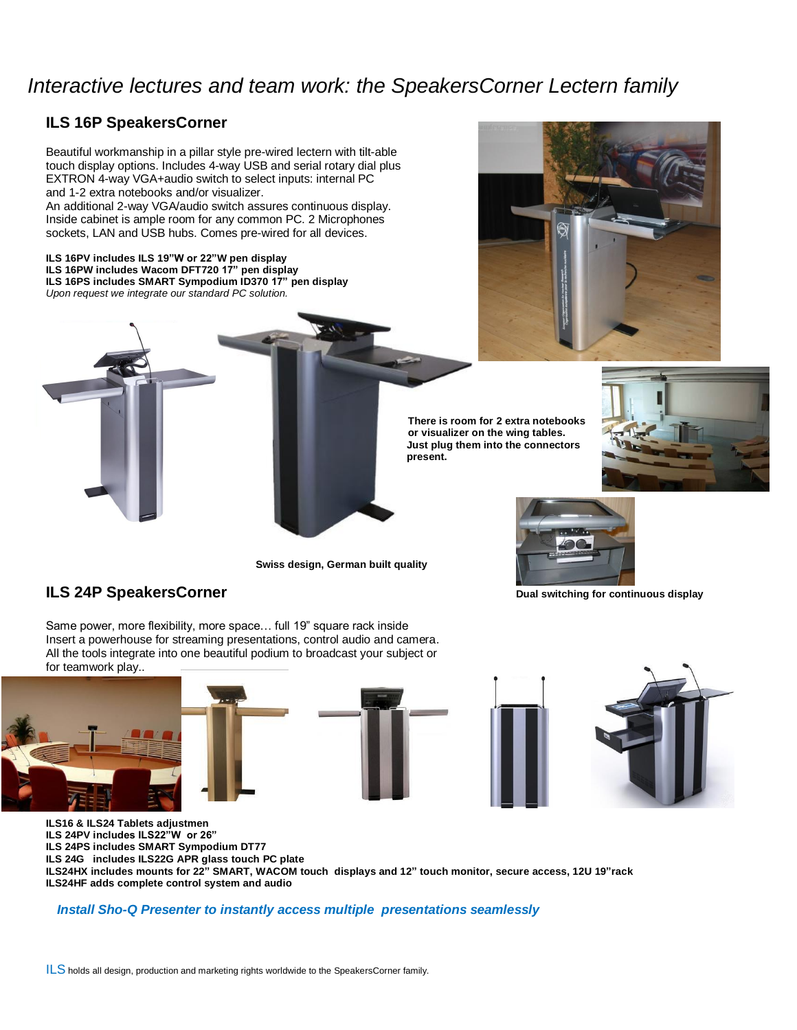# *Interactive lectures and team work: the SpeakersCorner Lectern family*

## ILS 16P SpeakersCorner

Beautiful workmanship in a pillar style pre-wired lectern with tilt-able touch display options. Includes 4-way USB and serial rotary dial plus EXTRON 4-way VGA+audio switch to select inputs: internal PC and 1-2 extra notebooks and/or visualizer.
An additional 2-way VGA/audio switch assures continuous display. Inside cabinet is ample room for any common PC. 2 Microphones sockets, LAN and USB hubs. Comes pre-wired for all devices.

**ILS 16PV includes ILS 19"W or 22"W pen display**
**ILS 16PW includes Wacom DFT720 17" pen display**
**ILS 16PS includes SMART Sympodium ID370 17" pen display**
*Upon request we integrate our standard PC solution.*

**There is room for 2 extra notebooks or visualizer on the wing tables. Just plug them into the connectors present.**

**Swiss design, German built quality**

**Dual switching for continuous display**

## ILS 24P SpeakersCorner

Same power, more flexibility, more space… full 19" square rack inside
Insert a powerhouse for streaming presentations, control audio and camera.
All the tools integrate into one beautiful podium to broadcast your subject or for teamwork play..

**ILS16 & ILS24 Tablets adjustmen**
**ILS 24PV includes ILS22"W or 26"**
**ILS 24PS includes SMART Sympodium DT77**
**ILS 24G includes ILS22G APR glass touch PC plate**
**ILS24HX includes mounts for 22" SMART, WACOM touch displays and 12" touch monitor, secure access, 12U 19"rack**
**ILS24HF adds complete control system and audio**

***Install Sho-Q Presenter to instantly access multiple presentations seamlessly***

ILS holds all design, production and marketing rights worldwide to the SpeakersCorner family.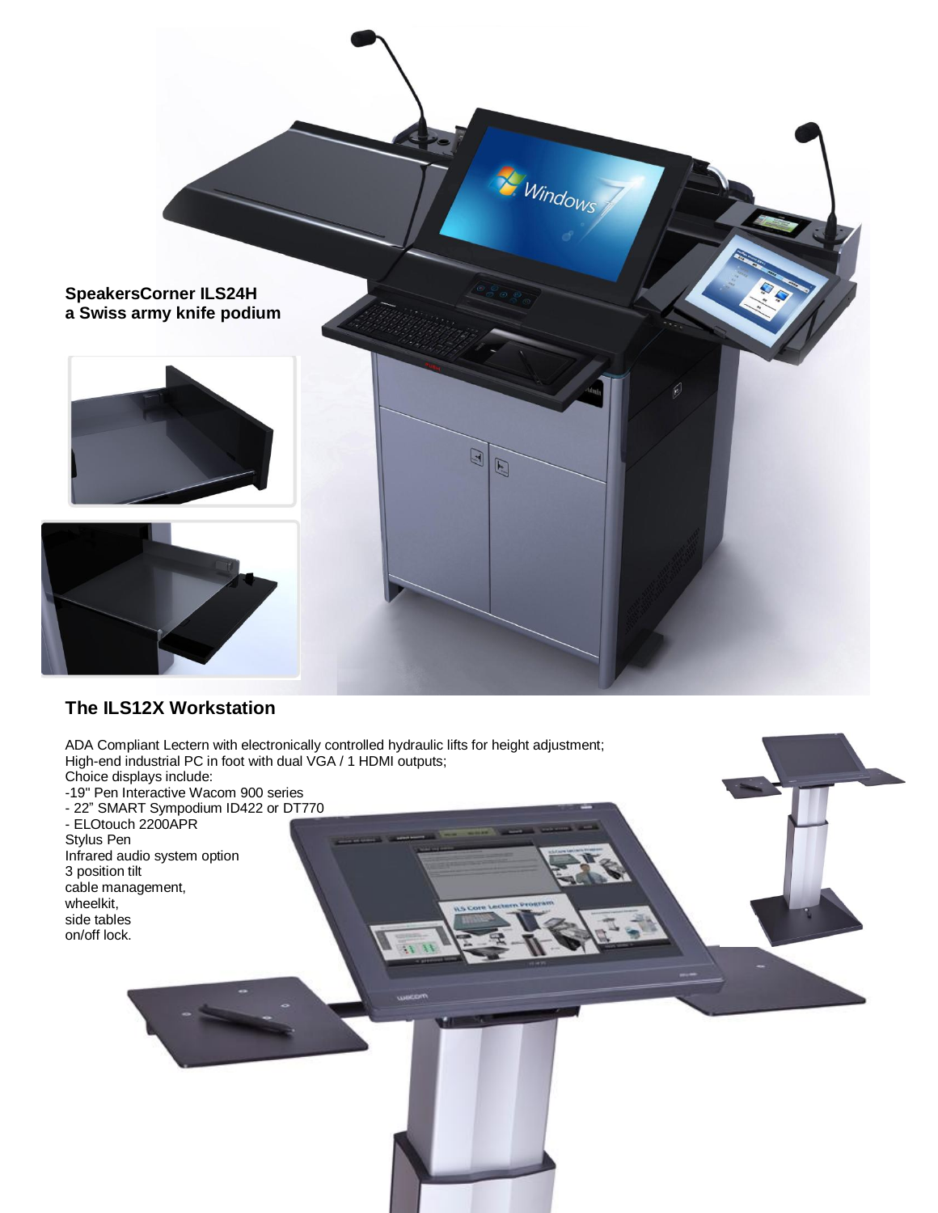**SpeakersCorner ILS24H**
**a Swiss army knife podium**

## The ILS12X Workstation

ADA Compliant Lectern with electronically controlled hydraulic lifts for height adjustment;
High-end industrial PC in foot with dual VGA / 1 HDMI outputs;
Choice displays include:
-19" Pen Interactive Wacom 900 series
- 22" SMART Sympodium ID422 or DT770
- ELOtouch 2200APR
Stylus Pen
Infrared audio system option
3 position tilt
cable management,
wheelkit,
side tables
on/off lock.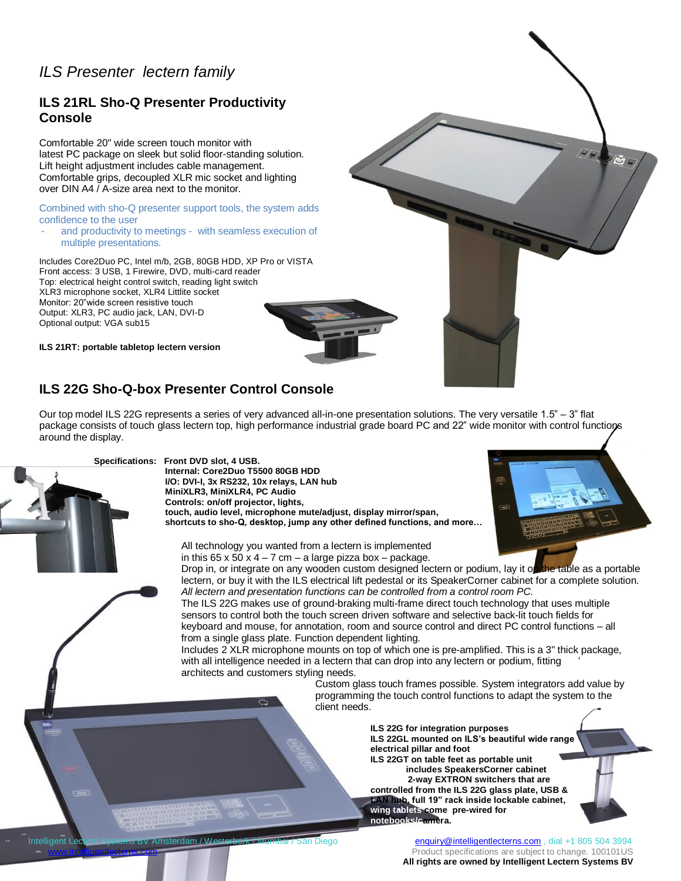*ILS Presenter lectern family*

## ILS 21RL Sho-Q Presenter Productivity Console

Comfortable 20" wide screen touch monitor with latest PC package on sleek but solid floor-standing solution. Lift height adjustment includes cable management. Comfortable grips, decoupled XLR mic socket and lighting over DIN A4 / A-size area next to the monitor.

Combined with sho-Q presenter support tools, the system adds confidence to the user

- and productivity to meetings - with seamless execution of multiple presentations.

Includes Core2Duo PC, Intel m/b, 2GB, 80GB HDD, XP Pro or VISTA
Front access: 3 USB, 1 Firewire, DVD, multi-card reader
Top: electrical height control switch, reading light switch
XLR3 microphone socket, XLR4 Littlite socket
Monitor: 20"wide screen resistive touch
Output: XLR3, PC audio jack, LAN, DVI-D
Optional output: VGA sub15

**ILS 21RT: portable tabletop lectern version**

## ILS 22G Sho-Q-box Presenter Control Console

Our top model ILS 22G represents a series of very advanced all-in-one presentation solutions. The very versatile 1.5" – 3" flat package consists of touch glass lectern top, high performance industrial grade board PC and 22" wide monitor with control functions around the display.

**Specifications: Front DVD slot, 4 USB.**
**Internal: Core2Duo T5500 80GB HDD**
**I/O: DVI-I, 3x RS232, 10x relays, LAN hub**
**MiniXLR3, MiniXLR4, PC Audio**
**Controls: on/off projector, lights,**
**touch, audio level, microphone mute/adjust, display mirror/span,**
**shortcuts to sho-Q, desktop, jump any other defined functions, and more…**

All technology you wanted from a lectern is implemented in this 65 x 50 x 4 – 7 cm – a large pizza box – package.
Drop in, or integrate on any wooden custom designed lectern or podium, lay it on the table as a portable lectern, or buy it with the ILS electrical lift pedestal or its SpeakerCorner cabinet for a complete solution.
*All lectern and presentation functions can be controlled from a control room PC.*
The ILS 22G makes use of ground-braking multi-frame direct touch technology that uses multiple sensors to control both the touch screen driven software and selective back-lit touch fields for keyboard and mouse, for annotation, room and source control and direct PC control functions – all from a single glass plate. Function dependent lighting.
Includes 2 XLR microphone mounts on top of which one is pre-amplified. This is a 3" thick package, with all intelligence needed in a lectern that can drop into any lectern or podium, fitting architects and customers styling needs.
Custom glass touch frames possible. System integrators add value by programming the touch control functions to adapt the system to the client needs.

**ILS 22G for integration purposes**
**ILS 22GL mounted on ILS's beautiful wide range electrical pillar and foot**
**ILS 22GT on table feet as portable unit**
**includes SpeakersCorner cabinet**
**2-way EXTRON switchers that are controlled from the ILS 22G glass plate, USB & LAN hub, full 19" rack inside lockable cabinet, wing tablets come pre-wired for notebooks/camera.**

Intelligent Lectern Systems BV Amsterdam / Westerbork / Mumbai / San Diego
www.intelligentlecterns.com

enquiry@intelligentlecterns.com , dial +1 805 504 3994
Product specifications are subject to change. 100101US
**All rights are owned by Intelligent Lectern Systems BV**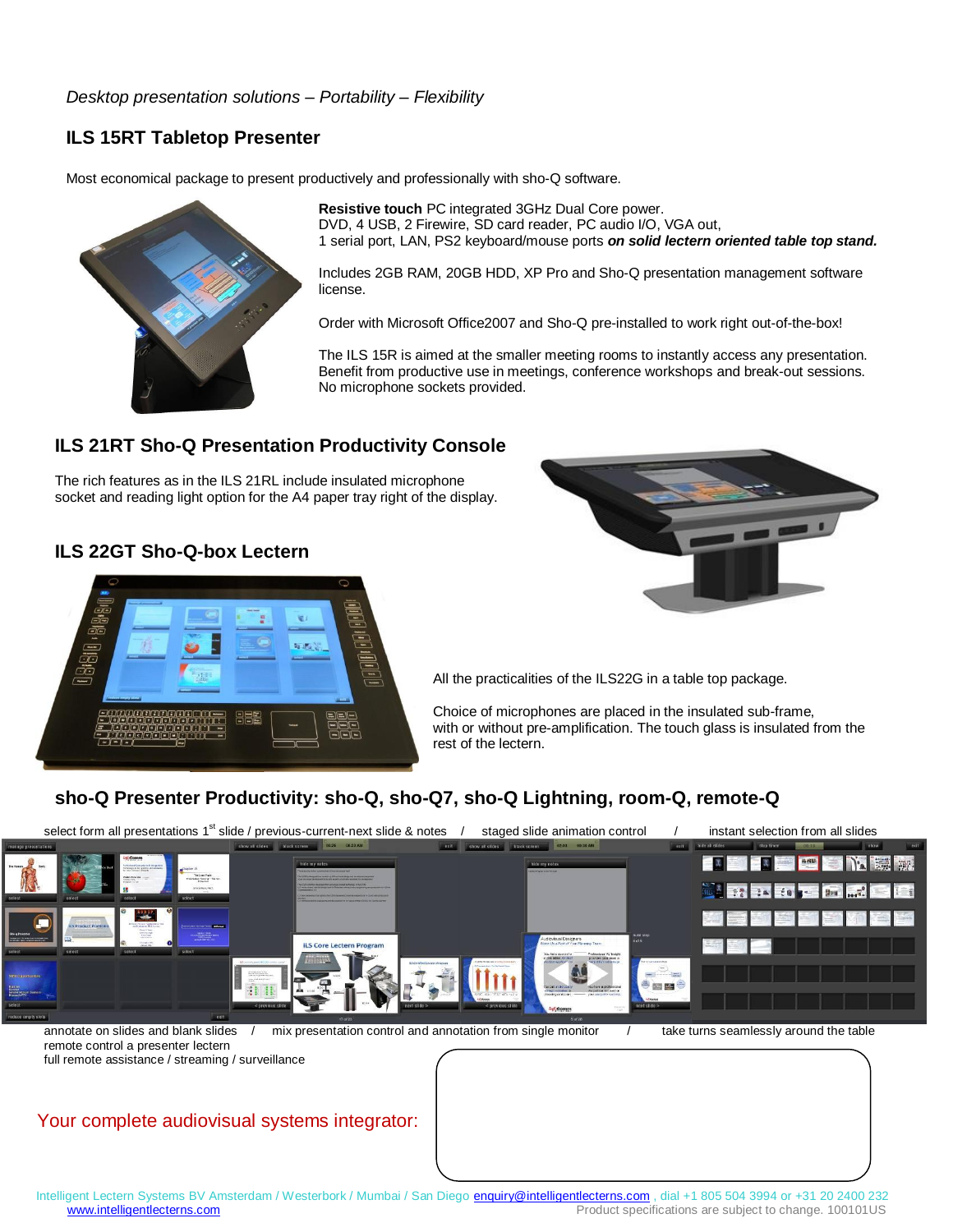*Desktop presentation solutions – Portability – Flexibility*

## ILS 15RT Tabletop Presenter

Most economical package to present productively and professionally with sho-Q software.

**Resistive touch** PC integrated 3GHz Dual Core power.
DVD, 4 USB, 2 Firewire, SD card reader, PC audio I/O, VGA out,
1 serial port, LAN, PS2 keyboard/mouse ports ***on solid lectern oriented table top stand.***

Includes 2GB RAM, 20GB HDD, XP Pro and Sho-Q presentation management software license.

Order with Microsoft Office2007 and Sho-Q pre-installed to work right out-of-the-box!

The ILS 15R is aimed at the smaller meeting rooms to instantly access any presentation. Benefit from productive use in meetings, conference workshops and break-out sessions. No microphone sockets provided.

## ILS 21RT Sho-Q Presentation Productivity Console

The rich features as in the ILS 21RL include insulated microphone socket and reading light option for the A4 paper tray right of the display.

## ILS 22GT Sho-Q-box Lectern

All the practicalities of the ILS22G in a table top package.

Choice of microphones are placed in the insulated sub-frame, with or without pre-amplification. The touch glass is insulated from the rest of the lectern.

## sho-Q Presenter Productivity: sho-Q, sho-Q7, sho-Q Lightning, room-Q, remote-Q

select form all presentations 1st slide / previous-current-next slide & notes / staged slide animation control / instant selection from all slides

annotate on slides and blank slides / mix presentation control and annotation from single monitor / take turns seamlessly around the table
remote control a presenter lectern
full remote assistance / streaming / surveillance

Your complete audiovisual systems integrator:

Intelligent Lectern Systems BV Amsterdam / Westerbork / Mumbai / San Diego enquiry@intelligentlecterns.com , dial +1 805 504 3994 or +31 20 2400 232
www.intelligentlecterns.com
Product specifications are subject to change. 100101US